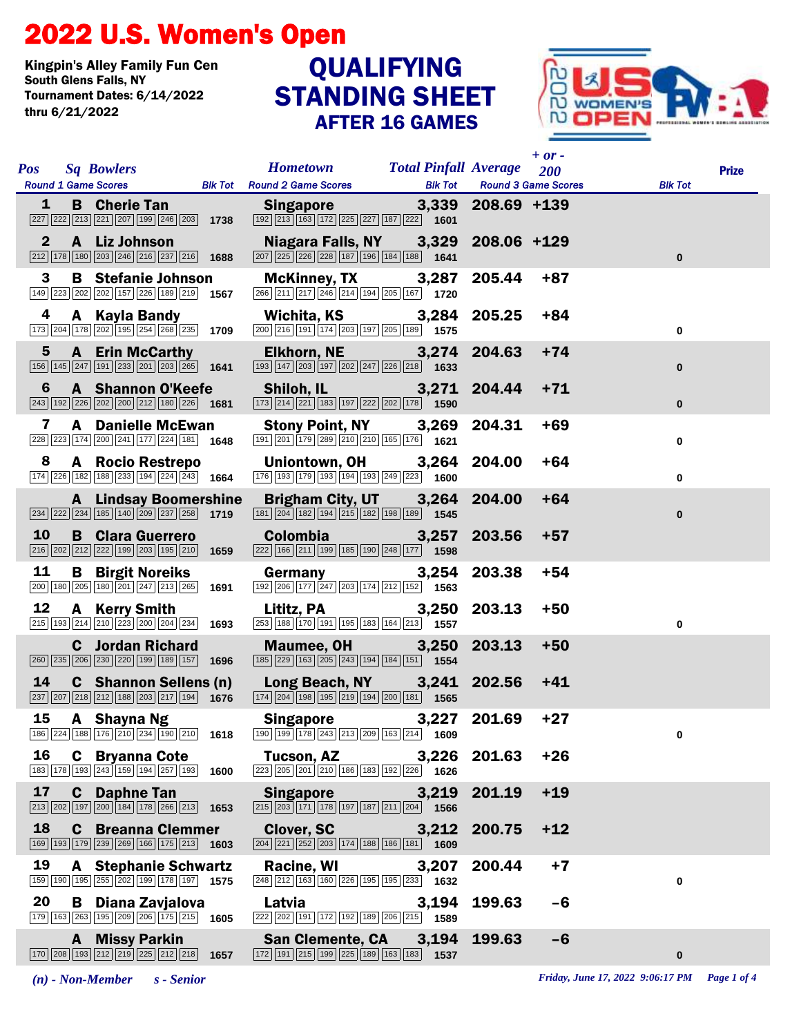# 2022 U.S. Women's Open

**Kingpin's Alley Family Fun Cen**
**South Glens Falls, NY**
**Tournament Dates: 6/14/2022 thru 6/21/2022**

## QUALIFYING STANDING SHEET
### AFTER 16 GAMES

| Pos | Sq | Bowlers | Hometown | Total Pinfall | Average | + or - 200 | Prize |
|---|---|---|---|---|---|---|---|
| | | Round 1 Game Scores / Blk Tot | Round 2 Game Scores / Blk Tot | | | Round 3 Game Scores / Blk Tot | |
| 1 | B | Cherie Tan | Singapore | 3,339 | 208.69 | +139 | |
| | | 227 222 213 221 207 199 246 203 — 1738 | 192 213 163 172 225 227 187 222 — 1601 | | | | |
| 2 | A | Liz Johnson | Niagara Falls, NY | 3,329 | 208.06 | +129 | 0 |
| | | 212 178 180 203 246 216 237 216 — 1688 | 207 225 226 228 187 196 184 188 — 1641 | | | | |
| 3 | B | Stefanie Johnson | McKinney, TX | 3,287 | 205.44 | +87 | |
| | | 149 223 202 202 157 226 189 219 — 1567 | 266 211 217 246 214 194 205 167 — 1720 | | | | |
| 4 | A | Kayla Bandy | Wichita, KS | 3,284 | 205.25 | +84 | 0 |
| | | 173 204 178 202 195 254 268 235 — 1709 | 200 216 191 174 203 197 205 189 — 1575 | | | | |
| 5 | A | Erin McCarthy | Elkhorn, NE | 3,274 | 204.63 | +74 | 0 |
| | | 156 145 247 191 233 201 203 265 — 1641 | 193 147 203 197 202 247 226 218 — 1633 | | | | |
| 6 | A | Shannon O'Keefe | Shiloh, IL | 3,271 | 204.44 | +71 | 0 |
| | | 243 192 226 202 200 212 180 226 — 1681 | 173 214 221 183 197 222 202 178 — 1590 | | | | |
| 7 | A | Danielle McEwan | Stony Point, NY | 3,269 | 204.31 | +69 | 0 |
| | | 228 223 174 200 241 177 224 181 — 1648 | 191 201 179 289 210 210 165 176 — 1621 | | | | |
| 8 | A | Rocio Restrepo | Uniontown, OH | 3,264 | 204.00 | +64 | 0 |
| | | 174 226 182 188 233 194 224 243 — 1664 | 176 193 179 193 194 193 249 223 — 1600 | | | | |
| | A | Lindsay Boomershine | Brigham City, UT | 3,264 | 204.00 | +64 | 0 |
| | | 234 222 234 185 140 209 237 258 — 1719 | 181 204 182 194 215 182 198 189 — 1545 | | | | |
| 10 | B | Clara Guerrero | Colombia | 3,257 | 203.56 | +57 | |
| | | 216 202 212 222 199 203 195 210 — 1659 | 222 166 211 199 185 190 248 177 — 1598 | | | | |
| 11 | B | Birgit Noreiks | Germany | 3,254 | 203.38 | +54 | |
| | | 200 180 205 180 201 247 213 265 — 1691 | 192 206 177 247 203 174 212 152 — 1563 | | | | |
| 12 | A | Kerry Smith | Lititz, PA | 3,250 | 203.13 | +50 | 0 |
| | | 215 193 214 210 223 200 204 234 — 1693 | 253 188 170 191 195 183 164 213 — 1557 | | | | |
| | C | Jordan Richard | Maumee, OH | 3,250 | 203.13 | +50 | |
| | | 260 235 206 230 220 199 189 157 — 1696 | 185 229 163 205 243 194 184 151 — 1554 | | | | |
| 14 | C | Shannon Sellens (n) | Long Beach, NY | 3,241 | 202.56 | +41 | |
| | | 237 207 218 212 188 203 217 194 — 1676 | 174 204 198 195 219 194 200 181 — 1565 | | | | |
| 15 | A | Shayna Ng | Singapore | 3,227 | 201.69 | +27 | 0 |
| | | 186 224 188 176 210 234 190 210 — 1618 | 190 199 178 243 213 209 163 214 — 1609 | | | | |
| 16 | C | Bryanna Cote | Tucson, AZ | 3,226 | 201.63 | +26 | |
| | | 183 178 193 243 159 194 257 193 — 1600 | 223 205 201 210 186 183 192 226 — 1626 | | | | |
| 17 | C | Daphne Tan | Singapore | 3,219 | 201.19 | +19 | |
| | | 213 202 197 200 184 178 266 213 — 1653 | 215 203 171 178 197 187 211 204 — 1566 | | | | |
| 18 | C | Breanna Clemmer | Clover, SC | 3,212 | 200.75 | +12 | |
| | | 169 193 179 239 269 166 175 213 — 1603 | 204 221 252 203 174 188 186 181 — 1609 | | | | |
| 19 | A | Stephanie Schwartz | Racine, WI | 3,207 | 200.44 | +7 | 0 |
| | | 159 190 195 255 202 199 178 197 — 1575 | 248 212 163 160 226 195 195 233 — 1632 | | | | |
| 20 | B | Diana Zavjalova | Latvia | 3,194 | 199.63 | -6 | |
| | | 179 163 263 195 209 206 175 215 — 1605 | 222 202 191 172 192 189 206 215 — 1589 | | | | |
| | A | Missy Parkin | San Clemente, CA | 3,194 | 199.63 | -6 | 0 |
| | | 170 208 193 212 219 225 212 218 — 1657 | 172 191 215 199 225 189 163 183 — 1537 | | | | |

*(n) - Non-Member* *s - Senior*

*Friday, June 17, 2022 9:06:17 PM*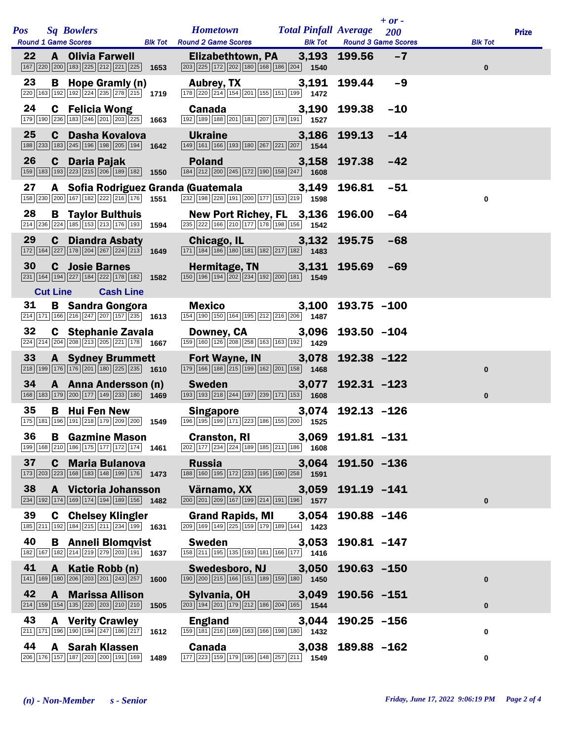| Pos | Sq | Bowlers | Hometown | Total Pinfall | Average | + or - 200 | Prize |
|---|---|---|---|---|---|---|---|
| Round 1 Game Scores | | | Blk Tot | Round 2 Game Scores | Blk Tot | Round 3 Game Scores | Blk Tot |
| 22 | A | Olivia Farwell | Elizabethtown, PA | 3,193 | 199.56 | -7 | |
| 167 220 200 183 225 212 221 225 | | | 1653 | 203 225 172 202 180 168 186 204 | 1540 | | 0 |
| 23 | B | Hope Gramly (n) | Aubrey, TX | 3,191 | 199.44 | -9 | |
| 220 163 192 192 224 235 278 215 | | | 1719 | 178 220 214 154 201 155 151 199 | 1472 | | |
| 24 | C | Felicia Wong | Canada | 3,190 | 199.38 | -10 | |
| 179 190 236 183 246 201 203 225 | | | 1663 | 192 189 188 201 181 207 178 191 | 1527 | | |
| 25 | C | Dasha Kovalova | Ukraine | 3,186 | 199.13 | -14 | |
| 188 233 183 245 196 198 205 194 | | | 1642 | 149 161 166 193 180 267 221 207 | 1544 | | |
| 26 | C | Daria Pajak | Poland | 3,158 | 197.38 | -42 | |
| 159 183 193 223 215 206 189 182 | | | 1550 | 184 212 200 245 172 190 158 247 | 1608 | | |
| 27 | A | Sofia Rodriguez Granda | Guatemala | 3,149 | 196.81 | -51 | |
| 158 230 200 167 182 222 216 176 | | | 1551 | 232 198 228 191 200 177 153 219 | 1598 | | 0 |
| 28 | B | Taylor Bulthuis | New Port Richey, FL | 3,136 | 196.00 | -64 | |
| 214 236 224 185 153 213 176 193 | | | 1594 | 235 222 166 210 177 178 198 156 | 1542 | | |
| 29 | C | Diandra Asbaty | Chicago, IL | 3,132 | 195.75 | -68 | |
| 172 164 227 178 204 267 224 213 | | | 1649 | 171 184 186 180 181 182 217 182 | 1483 | | |
| 30 | C | Josie Barnes | Hermitage, TN | 3,131 | 195.69 | -69 | |
| 231 164 194 227 184 222 178 182 | | | 1582 | 150 196 194 202 234 192 200 181 | 1549 | | |
| Cut Line | | Cash Line | | | | | |
| 31 | B | Sandra Gongora | Mexico | 3,100 | 193.75 | -100 | |
| 214 171 166 216 247 207 157 235 | | | 1613 | 154 190 150 164 195 212 216 206 | 1487 | | |
| 32 | C | Stephanie Zavala | Downey, CA | 3,096 | 193.50 | -104 | |
| 224 214 204 208 213 205 221 178 | | | 1667 | 159 160 126 208 258 163 163 192 | 1429 | | |
| 33 | A | Sydney Brummett | Fort Wayne, IN | 3,078 | 192.38 | -122 | |
| 218 199 176 176 201 180 225 235 | | | 1610 | 179 166 188 215 199 162 201 158 | 1468 | | 0 |
| 34 | A | Anna Andersson (n) | Sweden | 3,077 | 192.31 | -123 | |
| 168 183 179 200 177 149 233 180 | | | 1469 | 193 193 218 244 197 239 171 153 | 1608 | | 0 |
| 35 | B | Hui Fen New | Singapore | 3,074 | 192.13 | -126 | |
| 175 181 196 191 218 179 209 200 | | | 1549 | 196 195 199 171 223 186 155 200 | 1525 | | |
| 36 | B | Gazmine Mason | Cranston, RI | 3,069 | 191.81 | -131 | |
| 199 168 210 186 175 177 172 174 | | | 1461 | 202 177 234 224 189 185 211 186 | 1608 | | |
| 37 | C | Maria Bulanova | Russia | 3,064 | 191.50 | -136 | |
| 173 203 223 168 183 148 199 176 | | | 1473 | 188 160 195 172 233 195 190 258 | 1591 | | |
| 38 | A | Victoria Johansson | Värnamo, XX | 3,059 | 191.19 | -141 | |
| 234 192 174 169 174 194 189 156 | | | 1482 | 200 201 209 167 199 214 191 196 | 1577 | | 0 |
| 39 | C | Chelsey Klingler | Grand Rapids, MI | 3,054 | 190.88 | -146 | |
| 185 211 192 184 215 211 234 199 | | | 1631 | 209 169 149 225 159 179 189 144 | 1423 | | |
| 40 | B | Anneli Blomqvist | Sweden | 3,053 | 190.81 | -147 | |
| 182 167 182 214 219 279 203 191 | | | 1637 | 158 211 195 135 193 181 166 177 | 1416 | | |
| 41 | A | Katie Robb (n) | Swedesboro, NJ | 3,050 | 190.63 | -150 | |
| 141 169 180 206 203 201 243 257 | | | 1600 | 190 200 215 166 151 189 159 180 | 1450 | | 0 |
| 42 | A | Marissa Allison | Sylvania, OH | 3,049 | 190.56 | -151 | |
| 214 159 154 135 220 203 210 210 | | | 1505 | 203 194 201 179 212 186 204 165 | 1544 | | 0 |
| 43 | A | Verity Crawley | England | 3,044 | 190.25 | -156 | |
| 211 171 196 190 194 247 186 217 | | | 1612 | 159 181 216 169 163 166 198 180 | 1432 | | 0 |
| 44 | A | Sarah Klassen | Canada | 3,038 | 189.88 | -162 | |
| 206 176 157 187 203 200 191 169 | | | 1489 | 177 223 159 179 195 148 257 211 | 1549 | | 0 |

*(n) - Non-Member*    *s - Senior*

*Friday, June 17, 2022 9:06:19 PM*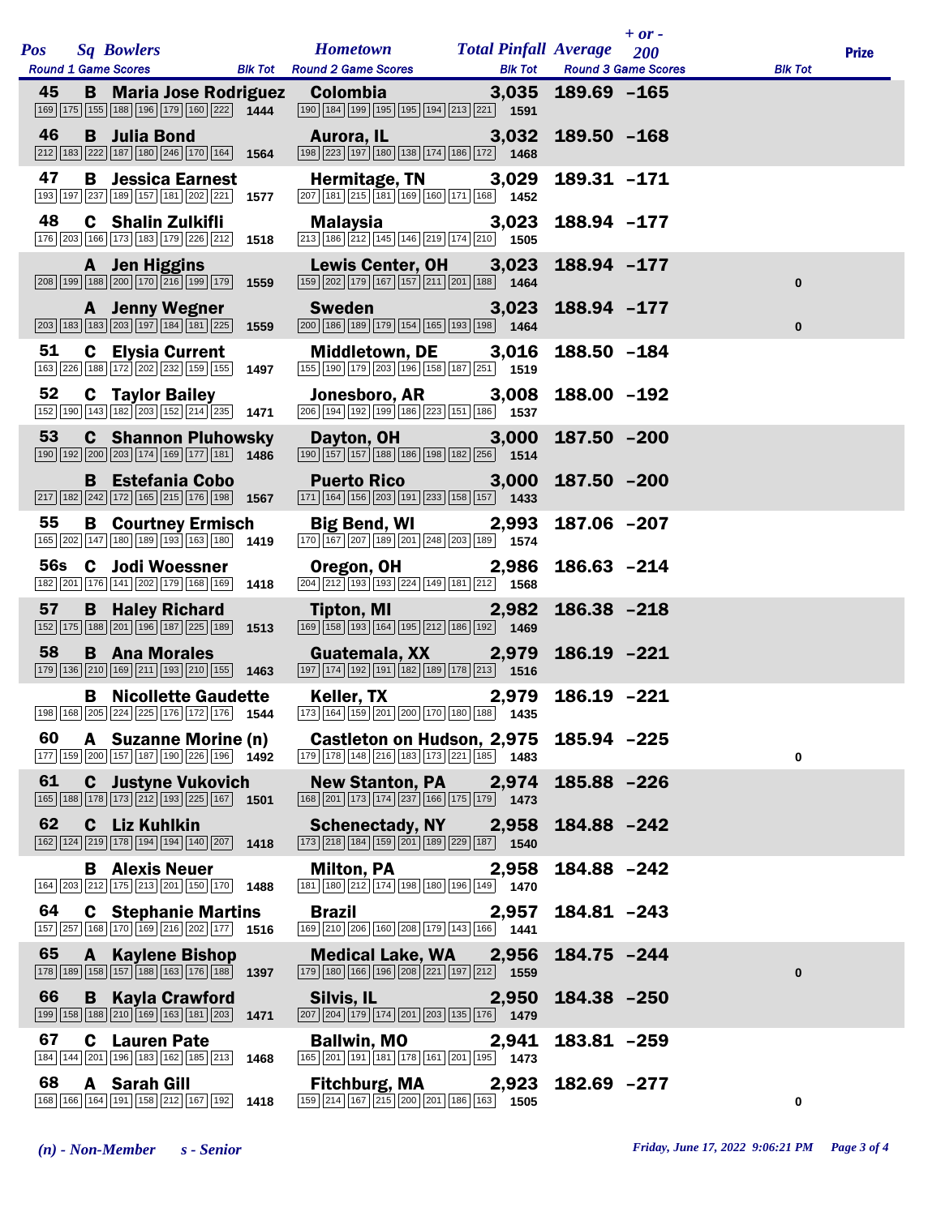| Pos | Sq | Bowlers | Round 1 Game Scores | Blk Tot | Hometown | Round 2 Game Scores | Blk Tot | Total Pinfall | Average | + or - 200 | Round 3 Game Scores | Blk Tot | Prize |
|---|---|---|---|---|---|---|---|---|---|---|---|---|---|
| 45 | B | Maria Jose Rodriguez | 169 175 155 188 196 179 160 222 | 1444 | Colombia | 190 184 199 195 195 194 213 221 | 1591 | 3,035 | 189.69 | -165 | | | |
| 46 | B | Julia Bond | 212 183 222 187 180 246 170 164 | 1564 | Aurora, IL | 198 223 197 180 138 174 186 172 | 1468 | 3,032 | 189.50 | -168 | | | |
| 47 | B | Jessica Earnest | 193 197 237 189 157 181 202 221 | 1577 | Hermitage, TN | 207 181 215 181 169 160 171 168 | 1452 | 3,029 | 189.31 | -171 | | | |
| 48 | C | Shalin Zulkifli | 176 203 166 173 183 179 226 212 | 1518 | Malaysia | 213 186 212 145 146 219 174 210 | 1505 | 3,023 | 188.94 | -177 | | | |
| | A | Jen Higgins | 208 199 188 200 170 216 199 179 | 1559 | Lewis Center, OH | 159 202 179 167 157 211 201 188 | 1464 | 3,023 | 188.94 | -177 | | | 0 |
| | A | Jenny Wegner | 203 183 183 203 197 184 181 225 | 1559 | Sweden | 200 186 189 179 154 165 193 198 | 1464 | 3,023 | 188.94 | -177 | | | 0 |
| 51 | C | Elysia Current | 163 226 188 172 202 232 159 155 | 1497 | Middletown, DE | 155 190 179 203 196 158 187 251 | 1519 | 3,016 | 188.50 | -184 | | | |
| 52 | C | Taylor Bailey | 152 190 143 182 203 152 214 235 | 1471 | Jonesboro, AR | 206 194 192 199 186 223 151 186 | 1537 | 3,008 | 188.00 | -192 | | | |
| 53 | C | Shannon Pluhowsky | 190 192 200 203 174 169 177 181 | 1486 | Dayton, OH | 190 157 157 188 186 198 182 256 | 1514 | 3,000 | 187.50 | -200 | | | |
| | B | Estefania Cobo | 217 182 242 172 165 215 176 198 | 1567 | Puerto Rico | 171 164 156 203 191 233 158 157 | 1433 | 3,000 | 187.50 | -200 | | | |
| 55 | B | Courtney Ermisch | 165 202 147 180 189 193 163 180 | 1419 | Big Bend, WI | 170 167 207 189 201 248 203 189 | 1574 | 2,993 | 187.06 | -207 | | | |
| 56s | C | Jodi Woessner | 182 201 176 141 202 179 168 169 | 1418 | Oregon, OH | 204 212 193 193 224 149 181 212 | 1568 | 2,986 | 186.63 | -214 | | | |
| 57 | B | Haley Richard | 152 175 188 201 196 187 225 189 | 1513 | Tipton, MI | 169 158 193 164 195 212 186 192 | 1469 | 2,982 | 186.38 | -218 | | | |
| 58 | B | Ana Morales | 179 136 210 169 211 193 210 155 | 1463 | Guatemala, XX | 197 174 192 191 182 189 178 213 | 1516 | 2,979 | 186.19 | -221 | | | |
| | B | Nicollette Gaudette | 198 168 205 224 225 176 172 176 | 1544 | Keller, TX | 173 164 159 201 200 170 180 188 | 1435 | 2,979 | 186.19 | -221 | | | |
| 60 | A | Suzanne Morine (n) | 177 159 200 157 187 190 226 196 | 1492 | Castleton on Hudson, | 179 178 148 216 183 173 221 185 | 1483 | 2,975 | 185.94 | -225 | | | 0 |
| 61 | C | Justyne Vukovich | 165 188 178 173 212 193 225 167 | 1501 | New Stanton, PA | 168 201 173 174 237 166 175 179 | 1473 | 2,974 | 185.88 | -226 | | | |
| 62 | C | Liz Kuhlkin | 162 124 219 178 194 194 140 207 | 1418 | Schenectady, NY | 173 218 184 159 201 189 229 187 | 1540 | 2,958 | 184.88 | -242 | | | |
| | B | Alexis Neuer | 164 203 212 175 213 201 150 170 | 1488 | Milton, PA | 181 180 212 174 198 180 196 149 | 1470 | 2,958 | 184.88 | -242 | | | |
| 64 | C | Stephanie Martins | 157 257 168 170 169 216 202 177 | 1516 | Brazil | 169 210 206 160 208 179 143 166 | 1441 | 2,957 | 184.81 | -243 | | | |
| 65 | A | Kaylene Bishop | 178 189 158 157 188 163 176 188 | 1397 | Medical Lake, WA | 179 180 166 196 208 221 197 212 | 1559 | 2,956 | 184.75 | -244 | | | 0 |
| 66 | B | Kayla Crawford | 199 158 188 210 169 163 181 203 | 1471 | Silvis, IL | 207 204 179 174 201 203 135 176 | 1479 | 2,950 | 184.38 | -250 | | | |
| 67 | C | Lauren Pate | 184 144 201 196 183 162 185 213 | 1468 | Ballwin, MO | 165 201 191 181 178 161 201 195 | 1473 | 2,941 | 183.81 | -259 | | | |
| 68 | A | Sarah Gill | 168 166 164 191 158 212 167 192 | 1418 | Fitchburg, MA | 159 214 167 215 200 201 186 163 | 1505 | 2,923 | 182.69 | -277 | | | 0 |

*(n) - Non-Member* *s - Senior*

*Friday, June 17, 2022 9:06:21 PM*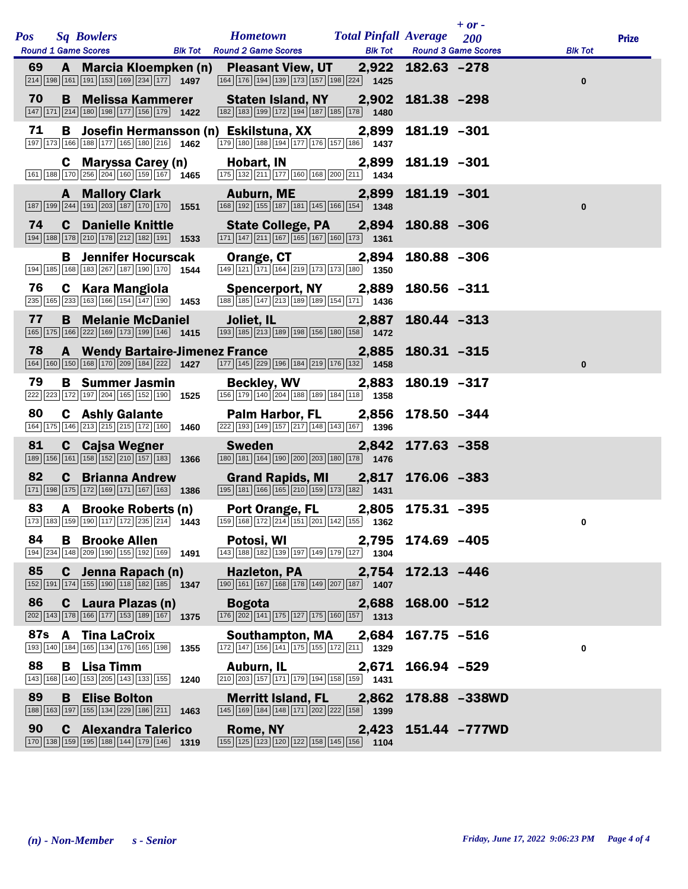| Pos | Sq | Bowlers | Hometown | Total Pinfall | Average | + or - 200 | Prize |
|---|---|---|---|---|---|---|---|
| Round 1 Game Scores | | | Blk Tot / Round 2 Game Scores | Blk Tot | Round 3 Game Scores | | Blk Tot |
| 69 | A | Marcia Kloempken (n) | Pleasant View, UT | 2,922 | 182.63 | -278 | |
| 214 198 161 191 153 169 234 177 | | | 1497 / 164 176 194 139 173 157 198 224 | 1425 | | | 0 |
| 70 | B | Melissa Kammerer | Staten Island, NY | 2,902 | 181.38 | -298 | |
| 147 171 214 180 198 177 156 179 | | | 1422 / 182 183 199 172 194 187 185 178 | 1480 | | | |
| 71 | B | Josefin Hermansson (n) | Eskilstuna, XX | 2,899 | 181.19 | -301 | |
| 197 173 166 188 177 165 180 216 | | | 1462 / 179 180 188 194 177 176 157 186 | 1437 | | | |
| | C | Maryssa Carey (n) | Hobart, IN | 2,899 | 181.19 | -301 | |
| 161 188 170 256 204 160 159 167 | | | 1465 / 175 132 211 177 160 168 200 211 | 1434 | | | |
| | A | Mallory Clark | Auburn, ME | 2,899 | 181.19 | -301 | |
| 187 199 244 191 203 187 170 170 | | | 1551 / 168 192 155 187 181 145 166 154 | 1348 | | | 0 |
| 74 | C | Danielle Knittle | State College, PA | 2,894 | 180.88 | -306 | |
| 194 188 178 210 178 212 182 191 | | | 1533 / 171 147 211 167 165 167 160 173 | 1361 | | | |
| | B | Jennifer Hocurscak | Orange, CT | 2,894 | 180.88 | -306 | |
| 194 185 168 183 267 187 190 170 | | | 1544 / 149 121 171 164 219 173 173 180 | 1350 | | | |
| 76 | C | Kara Mangiola | Spencerport, NY | 2,889 | 180.56 | -311 | |
| 235 165 233 163 166 154 147 190 | | | 1453 / 188 185 147 213 189 189 154 171 | 1436 | | | |
| 77 | B | Melanie McDaniel | Joliet, IL | 2,887 | 180.44 | -313 | |
| 165 175 166 222 169 173 199 146 | | | 1415 / 193 185 213 189 198 156 180 158 | 1472 | | | |
| 78 | A | Wendy Bartaire-Jimenez | France | 2,885 | 180.31 | -315 | |
| 164 160 150 168 170 209 184 222 | | | 1427 / 177 145 229 196 184 219 176 132 | 1458 | | | 0 |
| 79 | B | Summer Jasmin | Beckley, WV | 2,883 | 180.19 | -317 | |
| 222 223 172 197 204 165 152 190 | | | 1525 / 156 179 140 204 188 189 184 118 | 1358 | | | |
| 80 | C | Ashly Galante | Palm Harbor, FL | 2,856 | 178.50 | -344 | |
| 164 175 146 213 215 215 172 160 | | | 1460 / 222 193 149 157 217 148 143 167 | 1396 | | | |
| 81 | C | Cajsa Wegner | Sweden | 2,842 | 177.63 | -358 | |
| 189 156 161 158 152 210 157 183 | | | 1366 / 180 181 164 190 200 203 180 178 | 1476 | | | |
| 82 | C | Brianna Andrew | Grand Rapids, MI | 2,817 | 176.06 | -383 | |
| 171 198 175 172 169 171 167 163 | | | 1386 / 195 181 166 165 210 159 173 182 | 1431 | | | |
| 83 | A | Brooke Roberts (n) | Port Orange, FL | 2,805 | 175.31 | -395 | |
| 173 183 159 190 117 172 235 214 | | | 1443 / 159 168 172 214 151 201 142 155 | 1362 | | | 0 |
| 84 | B | Brooke Allen | Potosi, WI | 2,795 | 174.69 | -405 | |
| 194 234 148 209 190 155 192 169 | | | 1491 / 143 188 182 139 197 149 179 127 | 1304 | | | |
| 85 | C | Jenna Rapach (n) | Hazleton, PA | 2,754 | 172.13 | -446 | |
| 152 191 174 155 190 118 182 185 | | | 1347 / 190 161 167 168 178 149 207 187 | 1407 | | | |
| 86 | C | Laura Plazas (n) | Bogota | 2,688 | 168.00 | -512 | |
| 202 143 178 166 177 153 189 167 | | | 1375 / 176 202 141 175 127 175 160 157 | 1313 | | | |
| 87s | A | Tina LaCroix | Southampton, MA | 2,684 | 167.75 | -516 | |
| 193 140 184 165 134 176 165 198 | | | 1355 / 172 147 156 141 175 155 172 211 | 1329 | | | 0 |
| 88 | B | Lisa Timm | Auburn, IL | 2,671 | 166.94 | -529 | |
| 143 168 140 153 205 143 133 155 | | | 1240 / 210 203 157 171 179 194 158 159 | 1431 | | | |
| 89 | B | Elise Bolton | Merritt Island, FL | 2,862 | 178.88 | -338WD | |
| 188 163 197 155 134 229 186 211 | | | 1463 / 145 169 184 148 171 202 222 158 | 1399 | | | |
| 90 | C | Alexandra Talerico | Rome, NY | 2,423 | 151.44 | -777WD | |
| 170 138 159 195 188 144 179 146 | | | 1319 / 155 125 123 120 122 158 145 156 | 1104 | | | |

*(n) - Non-Member* *s - Senior*

*Friday, June 17, 2022 9:06:23 PM*